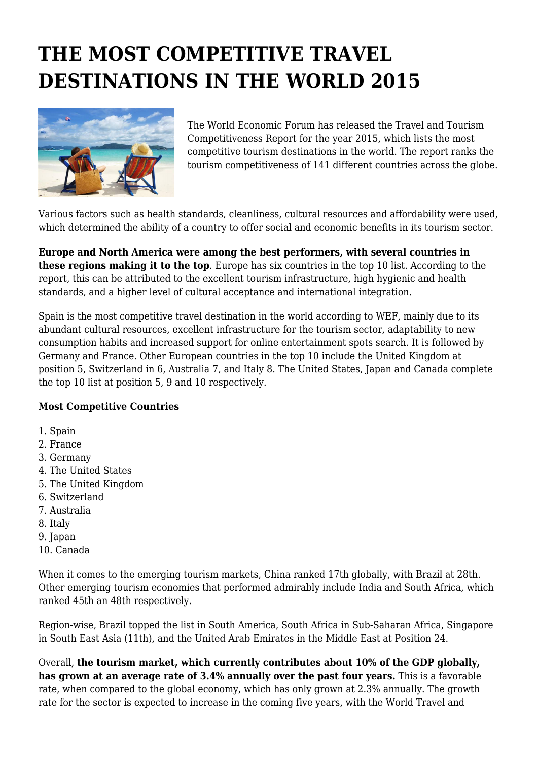# THE MOST COMPETITIVE TRAVEL DESTINATIONS IN THE WORLD 2015

The World Economic Forum has released the Travel and Tourism Competitiveness Report for the year 2015, which lists the most competitive tourism destinations in the world. The report ranks the tourism competitiveness of 141 different countries across the globe.

Various factors such as health standards, cleanliness, cultural resources and affordability were used, which determined the ability of a country to offer social and economic benefits in its tourism sector.

**Europe and North America were among the best performers, with several countries in these regions making it to the top**. Europe has six countries in the top 10 list. According to the report, this can be attributed to the excellent tourism infrastructure, high hygienic and health standards, and a higher level of cultural acceptance and international integration.

Spain is the most competitive travel destination in the world according to WEF, mainly due to its abundant cultural resources, excellent infrastructure for the tourism sector, adaptability to new consumption habits and increased support for online entertainment spots search. It is followed by Germany and France. Other European countries in the top 10 include the United Kingdom at position 5, Switzerland in 6, Australia 7, and Italy 8. The United States, Japan and Canada complete the top 10 list at position 5, 9 and 10 respectively.

**Most Competitive Countries**

1. Spain
2. France
3. Germany
4. The United States
5. The United Kingdom
6. Switzerland
7. Australia
8. Italy
9. Japan
10. Canada

When it comes to the emerging tourism markets, China ranked 17th globally, with Brazil at 28th. Other emerging tourism economies that performed admirably include India and South Africa, which ranked 45th an 48th respectively.

Region-wise, Brazil topped the list in South America, South Africa in Sub-Saharan Africa, Singapore in South East Asia (11th), and the United Arab Emirates in the Middle East at Position 24.

Overall, **the tourism market, which currently contributes about 10% of the GDP globally, has grown at an average rate of 3.4% annually over the past four years.** This is a favorable rate, when compared to the global economy, which has only grown at 2.3% annually. The growth rate for the sector is expected to increase in the coming five years, with the World Travel and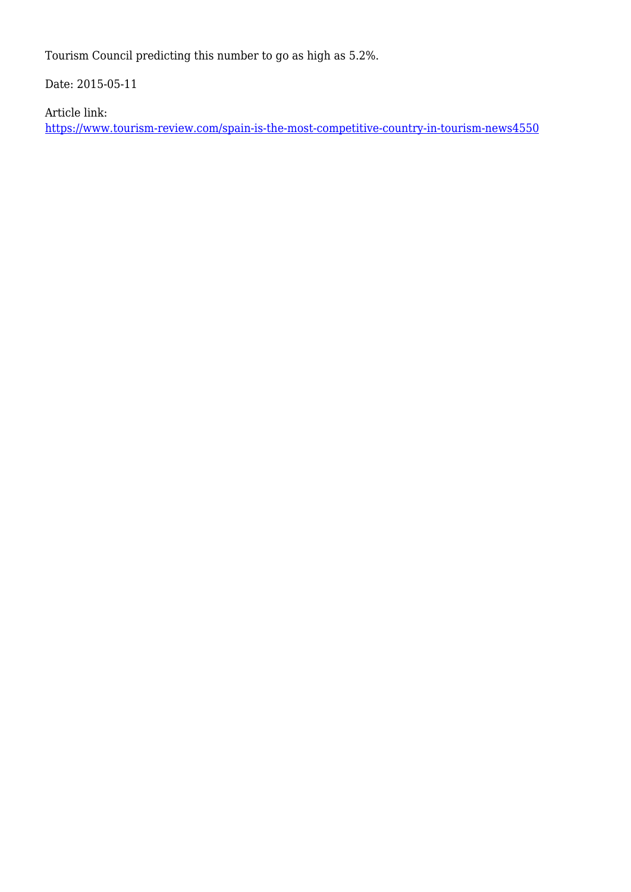Tourism Council predicting this number to go as high as 5.2%.

Date: 2015-05-11

Article link:
[https://www.tourism-review.com/spain-is-the-most-competitive-country-in-tourism-news4550](https://www.tourism-review.com/spain-is-the-most-competitive-country-in-tourism-news4550)